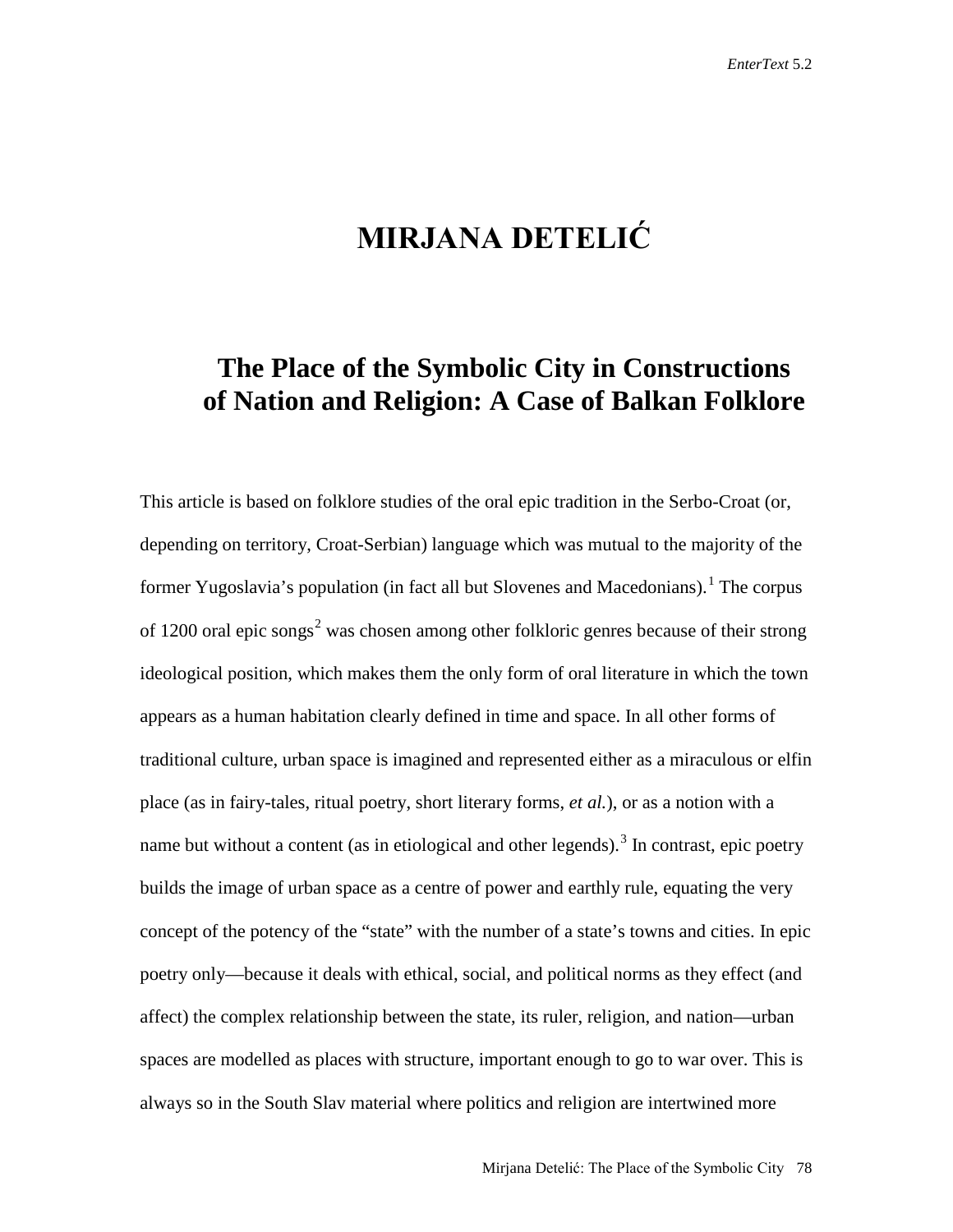# MIRJANA DETELIĆ

## The Place of the Symbolic City in Constructions of Nation and Religion: A Case of Balkan Folklore

This article is based on folklore studies of the oral epic tradition in the Serbo-Croat (or, depending on territory, Croat-Serbian) language which was mutual to the majority of the former Yugoslavia's population (in fact all but Slovenes and Macedonians).[1] The corpus of 1200 oral epic songs[2] was chosen among other folkloric genres because of their strong ideological position, which makes them the only form of oral literature in which the town appears as a human habitation clearly defined in time and space. In all other forms of traditional culture, urban space is imagined and represented either as a miraculous or elfin place (as in fairy-tales, ritual poetry, short literary forms, *et al.*), or as a notion with a name but without a content (as in etiological and other legends).[3] In contrast, epic poetry builds the image of urban space as a centre of power and earthly rule, equating the very concept of the potency of the "state" with the number of a state's towns and cities. In epic poetry only—because it deals with ethical, social, and political norms as they effect (and affect) the complex relationship between the state, its ruler, religion, and nation—urban spaces are modelled as places with structure, important enough to go to war over. This is always so in the South Slav material where politics and religion are intertwined more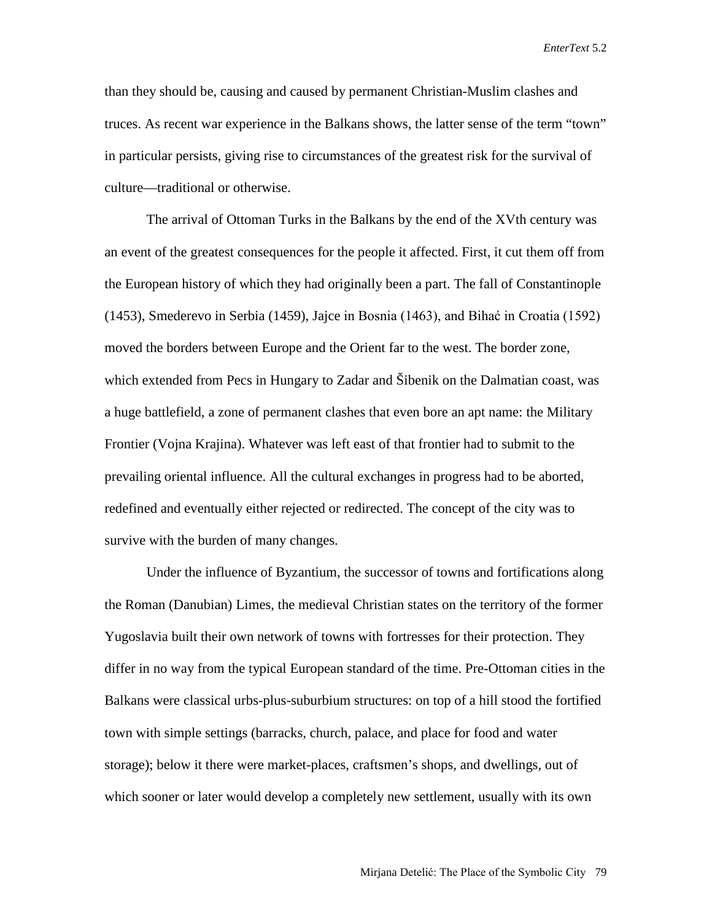than they should be, causing and caused by permanent Christian-Muslim clashes and truces. As recent war experience in the Balkans shows, the latter sense of the term "town" in particular persists, giving rise to circumstances of the greatest risk for the survival of culture—traditional or otherwise.

The arrival of Ottoman Turks in the Balkans by the end of the XVth century was an event of the greatest consequences for the people it affected. First, it cut them off from the European history of which they had originally been a part. The fall of Constantinople (1453), Smederevo in Serbia (1459), Jajce in Bosnia (1463), and Bihać in Croatia (1592) moved the borders between Europe and the Orient far to the west. The border zone, which extended from Pecs in Hungary to Zadar and Šibenik on the Dalmatian coast, was a huge battlefield, a zone of permanent clashes that even bore an apt name: the Military Frontier (Vojna Krajina). Whatever was left east of that frontier had to submit to the prevailing oriental influence. All the cultural exchanges in progress had to be aborted, redefined and eventually either rejected or redirected. The concept of the city was to survive with the burden of many changes.

Under the influence of Byzantium, the successor of towns and fortifications along the Roman (Danubian) Limes, the medieval Christian states on the territory of the former Yugoslavia built their own network of towns with fortresses for their protection. They differ in no way from the typical European standard of the time. Pre-Ottoman cities in the Balkans were classical urbs-plus-suburbium structures: on top of a hill stood the fortified town with simple settings (barracks, church, palace, and place for food and water storage); below it there were market-places, craftsmen's shops, and dwellings, out of which sooner or later would develop a completely new settlement, usually with its own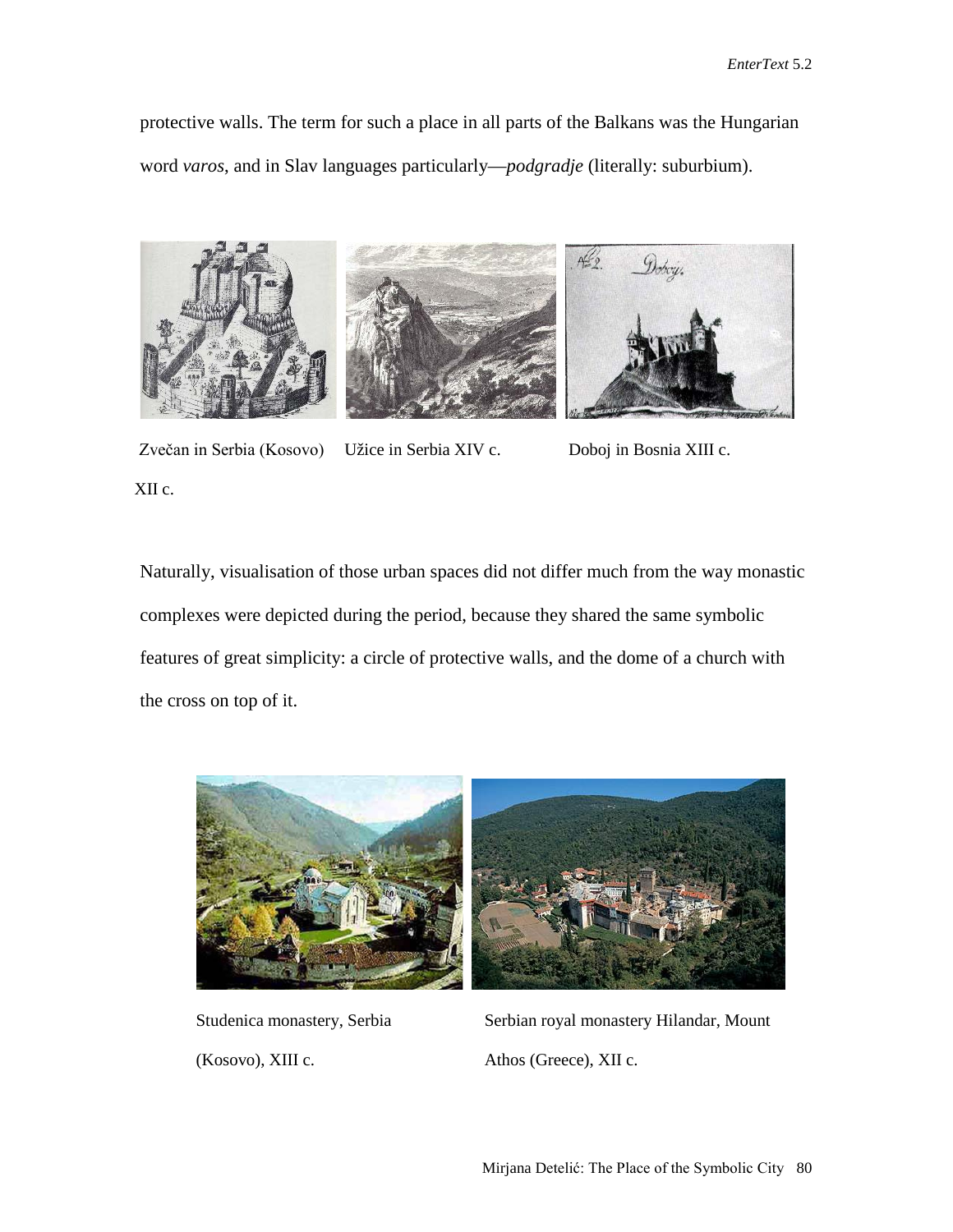protective walls. The term for such a place in all parts of the Balkans was the Hungarian word *varos*, and in Slav languages particularly—*podgradje* (literally: suburbium).

Zvečan in Serbia (Kosovo) XII c.    Užice in Serbia XIV c.    Doboj in Bosnia XIII c.

Naturally, visualisation of those urban spaces did not differ much from the way monastic complexes were depicted during the period, because they shared the same symbolic features of great simplicity: a circle of protective walls, and the dome of a church with the cross on top of it.

Studenica monastery, Serbia (Kosovo), XIII c.    Serbian royal monastery Hilandar, Mount Athos (Greece), XII c.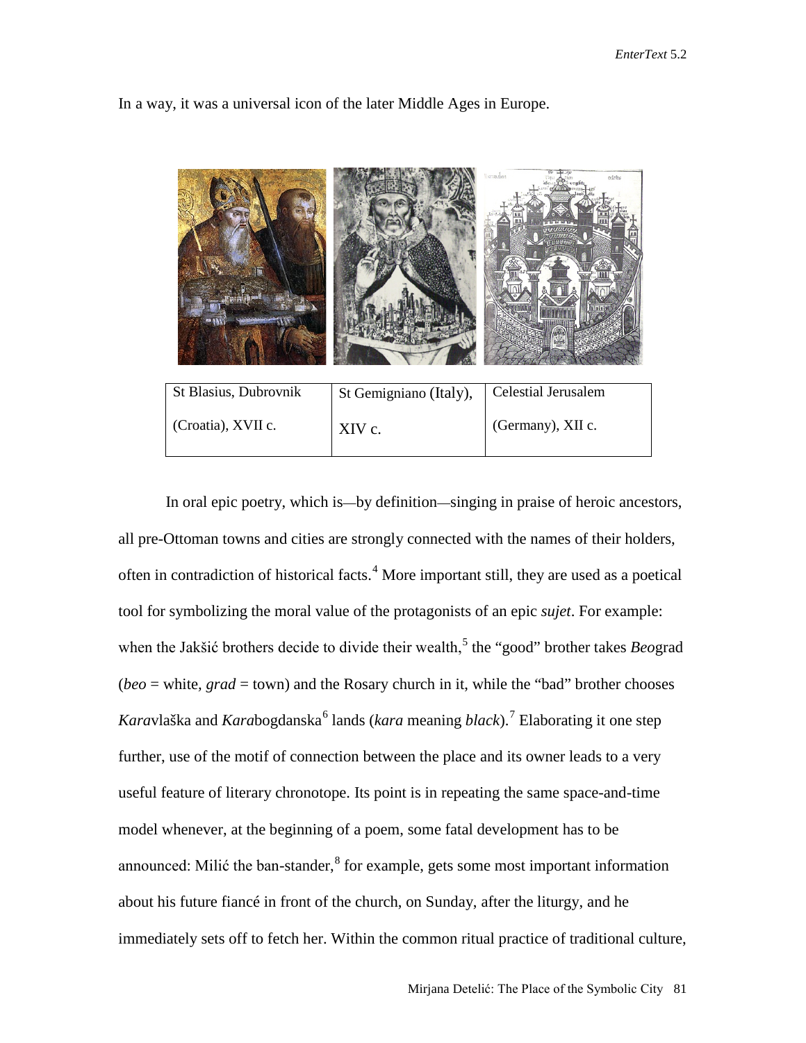In a way, it was a universal icon of the later Middle Ages in Europe.

| St Blasius, Dubrovnik (Croatia), XVII c. | St Gemigniano (Italy), XIV c. | Celestial Jerusalem (Germany), XII c. |
|---|---|---|

In oral epic poetry, which is—by definition—singing in praise of heroic ancestors, all pre-Ottoman towns and cities are strongly connected with the names of their holders, often in contradiction of historical facts.[4] More important still, they are used as a poetical tool for symbolizing the moral value of the protagonists of an epic *sujet*. For example: when the Jakšić brothers decide to divide their wealth,[5] the "good" brother takes *Beo*grad (*beo* = white, *grad* = town) and the Rosary church in it, while the "bad" brother chooses *Kara*vlaška and *Kara*bogdanska[6] lands (*kara* meaning *black*).[7] Elaborating it one step further, use of the motif of connection between the place and its owner leads to a very useful feature of literary chronotope. Its point is in repeating the same space-and-time model whenever, at the beginning of a poem, some fatal development has to be announced: Milić the ban-stander,[8] for example, gets some most important information about his future fiancé in front of the church, on Sunday, after the liturgy, and he immediately sets off to fetch her. Within the common ritual practice of traditional culture,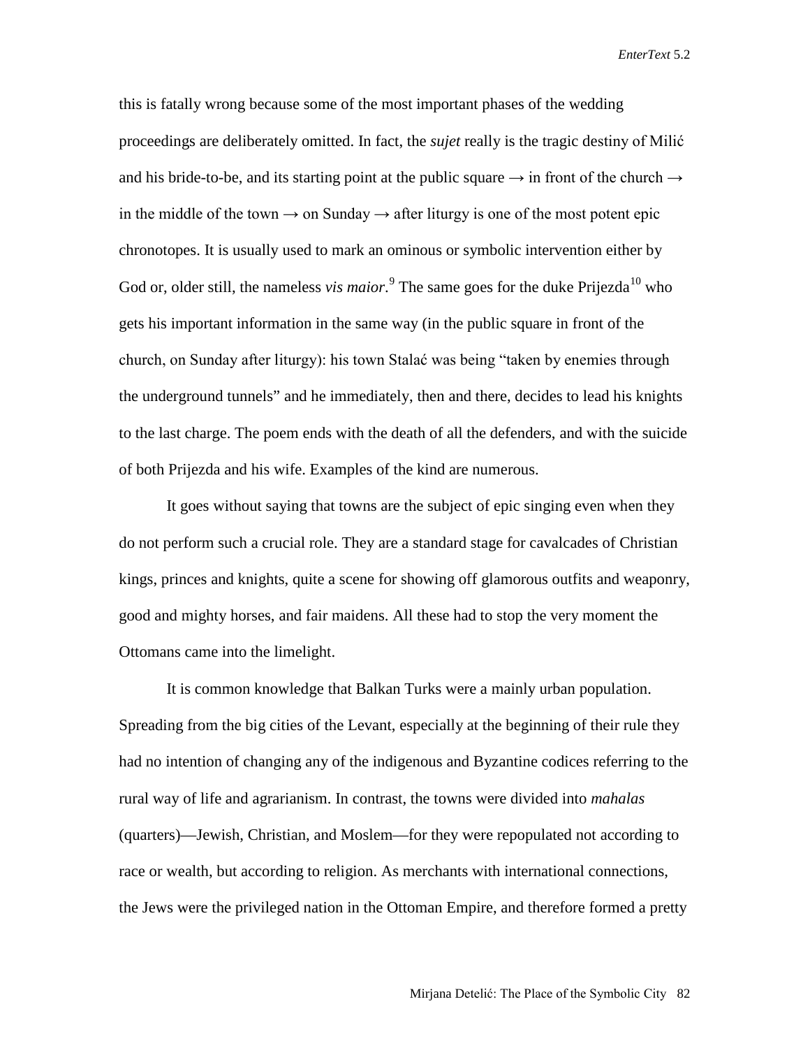this is fatally wrong because some of the most important phases of the wedding proceedings are deliberately omitted. In fact, the *sujet* really is the tragic destiny of Milić and his bride-to-be, and its starting point at the public square → in front of the church → in the middle of the town → on Sunday → after liturgy is one of the most potent epic chronotopes. It is usually used to mark an ominous or symbolic intervention either by God or, older still, the nameless *vis maior*.[9] The same goes for the duke Prijezda[10] who gets his important information in the same way (in the public square in front of the church, on Sunday after liturgy): his town Stalać was being "taken by enemies through the underground tunnels" and he immediately, then and there, decides to lead his knights to the last charge. The poem ends with the death of all the defenders, and with the suicide of both Prijezda and his wife. Examples of the kind are numerous.

It goes without saying that towns are the subject of epic singing even when they do not perform such a crucial role. They are a standard stage for cavalcades of Christian kings, princes and knights, quite a scene for showing off glamorous outfits and weaponry, good and mighty horses, and fair maidens. All these had to stop the very moment the Ottomans came into the limelight.

It is common knowledge that Balkan Turks were a mainly urban population. Spreading from the big cities of the Levant, especially at the beginning of their rule they had no intention of changing any of the indigenous and Byzantine codices referring to the rural way of life and agrarianism. In contrast, the towns were divided into *mahalas* (quarters)—Jewish, Christian, and Moslem—for they were repopulated not according to race or wealth, but according to religion. As merchants with international connections, the Jews were the privileged nation in the Ottoman Empire, and therefore formed a pretty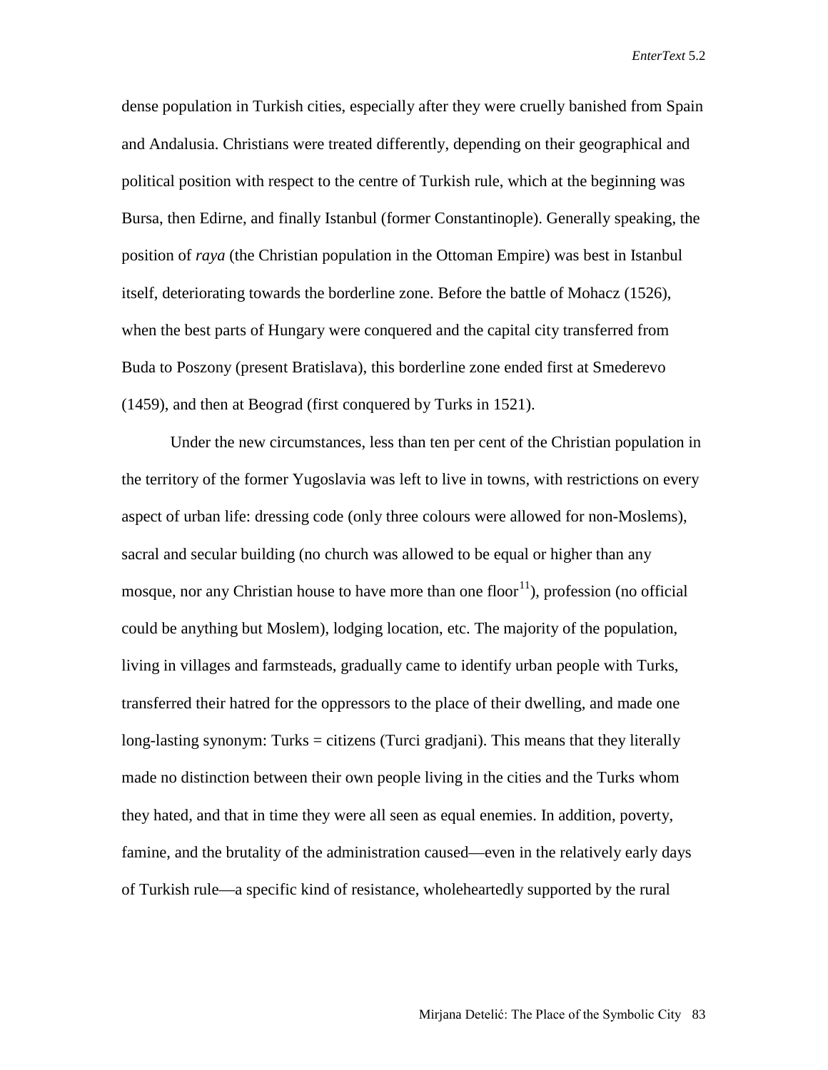dense population in Turkish cities, especially after they were cruelly banished from Spain and Andalusia. Christians were treated differently, depending on their geographical and political position with respect to the centre of Turkish rule, which at the beginning was Bursa, then Edirne, and finally Istanbul (former Constantinople). Generally speaking, the position of *raya* (the Christian population in the Ottoman Empire) was best in Istanbul itself, deteriorating towards the borderline zone. Before the battle of Mohacz (1526), when the best parts of Hungary were conquered and the capital city transferred from Buda to Poszony (present Bratislava), this borderline zone ended first at Smederevo (1459), and then at Beograd (first conquered by Turks in 1521).

Under the new circumstances, less than ten per cent of the Christian population in the territory of the former Yugoslavia was left to live in towns, with restrictions on every aspect of urban life: dressing code (only three colours were allowed for non-Moslems), sacral and secular building (no church was allowed to be equal or higher than any mosque, nor any Christian house to have more than one floor[11]), profession (no official could be anything but Moslem), lodging location, etc. The majority of the population, living in villages and farmsteads, gradually came to identify urban people with Turks, transferred their hatred for the oppressors to the place of their dwelling, and made one long-lasting synonym: Turks = citizens (Turci gradjani). This means that they literally made no distinction between their own people living in the cities and the Turks whom they hated, and that in time they were all seen as equal enemies. In addition, poverty, famine, and the brutality of the administration caused—even in the relatively early days of Turkish rule—a specific kind of resistance, wholeheartedly supported by the rural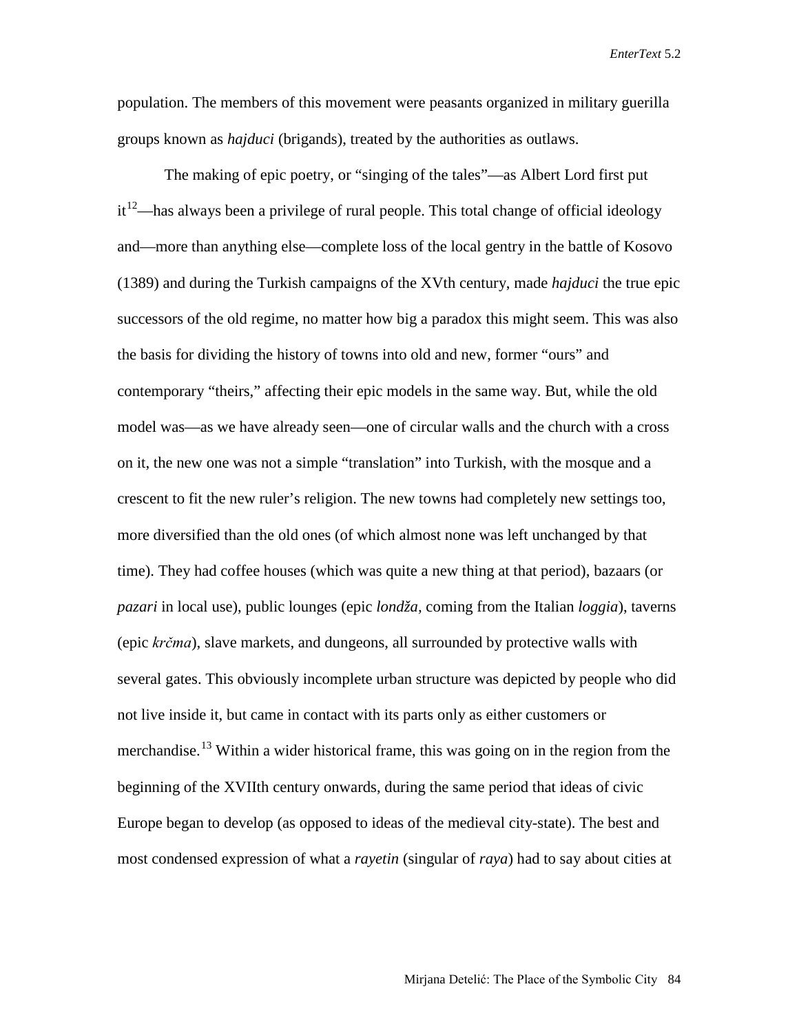population. The members of this movement were peasants organized in military guerilla groups known as *hajduci* (brigands), treated by the authorities as outlaws.

The making of epic poetry, or "singing of the tales"—as Albert Lord first put it[12]—has always been a privilege of rural people. This total change of official ideology and—more than anything else—complete loss of the local gentry in the battle of Kosovo (1389) and during the Turkish campaigns of the XVth century, made *hajduci* the true epic successors of the old regime, no matter how big a paradox this might seem. This was also the basis for dividing the history of towns into old and new, former "ours" and contemporary "theirs," affecting their epic models in the same way. But, while the old model was—as we have already seen—one of circular walls and the church with a cross on it, the new one was not a simple "translation" into Turkish, with the mosque and a crescent to fit the new ruler's religion. The new towns had completely new settings too, more diversified than the old ones (of which almost none was left unchanged by that time). They had coffee houses (which was quite a new thing at that period), bazaars (or *pazari* in local use), public lounges (epic *londža,* coming from the Italian *loggia*), taverns (epic *krčma*), slave markets, and dungeons, all surrounded by protective walls with several gates. This obviously incomplete urban structure was depicted by people who did not live inside it, but came in contact with its parts only as either customers or merchandise.[13] Within a wider historical frame, this was going on in the region from the beginning of the XVIIth century onwards, during the same period that ideas of civic Europe began to develop (as opposed to ideas of the medieval city-state). The best and most condensed expression of what a *rayetin* (singular of *raya*) had to say about cities at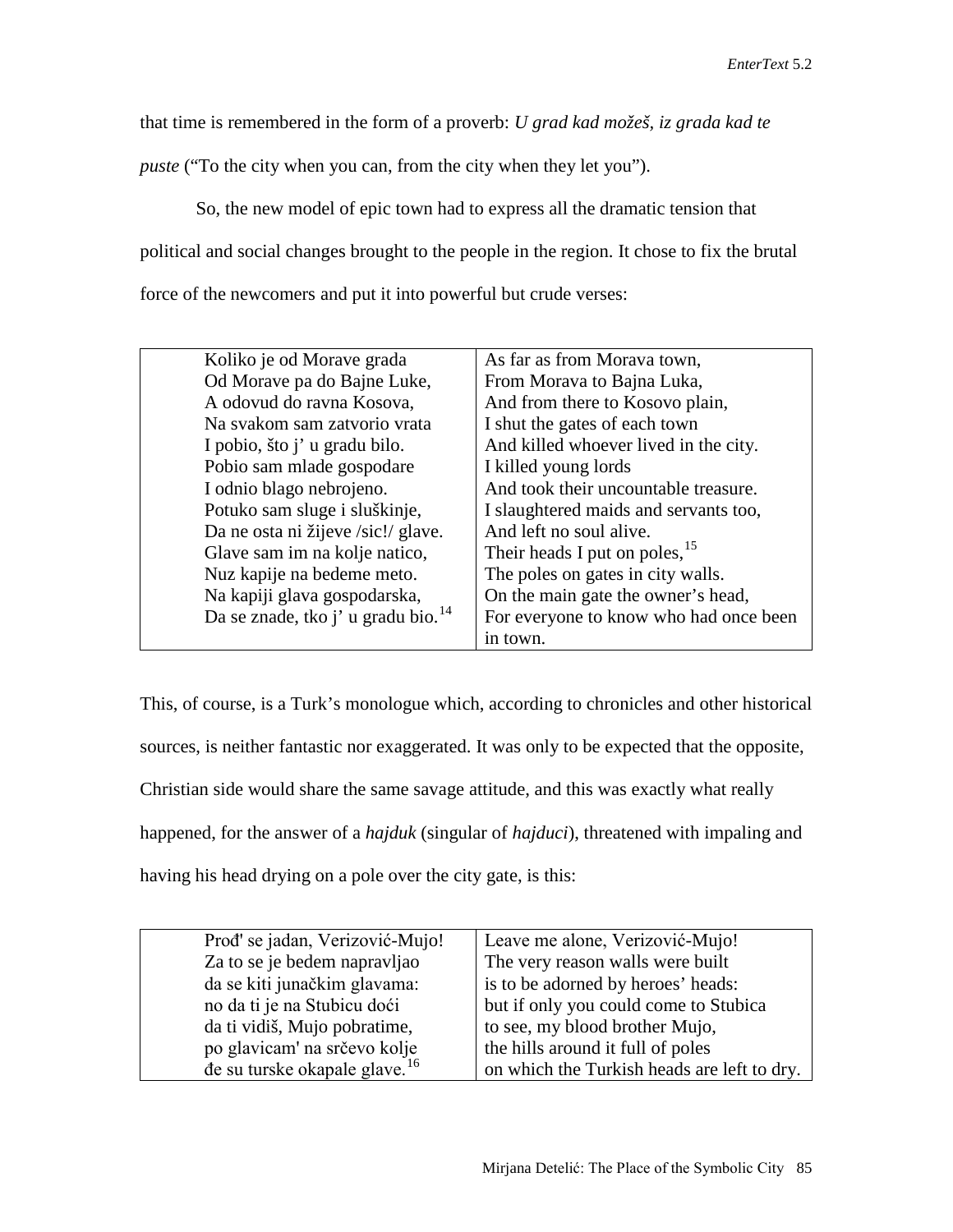that time is remembered in the form of a proverb: *U grad kad možeš, iz grada kad te puste* ("To the city when you can, from the city when they let you").

So, the new model of epic town had to express all the dramatic tension that political and social changes brought to the people in the region. It chose to fix the brutal force of the newcomers and put it into powerful but crude verses:

| | |
|---|---|
| Koliko je od Morave grada | As far as from Morava town, |
| Od Morave pa do Bajne Luke, | From Morava to Bajna Luka, |
| A odovud do ravna Kosova, | And from there to Kosovo plain, |
| Na svakom sam zatvorio vrata | I shut the gates of each town |
| I pobio, što j' u gradu bilo. | And killed whoever lived in the city. |
| Pobio sam mlade gospodare | I killed young lords |
| I odnio blago nebrojeno. | And took their uncountable treasure. |
| Potuko sam sluge i sluškinje, | I slaughtered maids and servants too, |
| Da ne osta ni žijeve /sic!/ glave. | And left no soul alive. |
| Glave sam im na kolje natico, | Their heads I put on poles,[15] |
| Nuz kapije na bedeme meto. | The poles on gates in city walls. |
| Na kapiji glava gospodarska, | On the main gate the owner's head, |
| Da se znade, tko j' u gradu bio.[14] | For everyone to know who had once been in town. |

This, of course, is a Turk's monologue which, according to chronicles and other historical sources, is neither fantastic nor exaggerated. It was only to be expected that the opposite, Christian side would share the same savage attitude, and this was exactly what really happened, for the answer of a *hajduk* (singular of *hajduci*), threatened with impaling and having his head drying on a pole over the city gate, is this:

| | |
|---|---|
| Prođ' se jadan, Verizović-Mujo! | Leave me alone, Verizović-Mujo! |
| Za to se je bedem napravljao | The very reason walls were built |
| da se kiti junačkim glavama: | is to be adorned by heroes' heads: |
| no da ti je na Stubicu doći | but if only you could come to Stubica |
| da ti vidiš, Mujo pobratime, | to see, my blood brother Mujo, |
| po glavicam' na srčevo kolje | the hills around it full of poles |
| đe su turske okapale glave.[16] | on which the Turkish heads are left to dry. |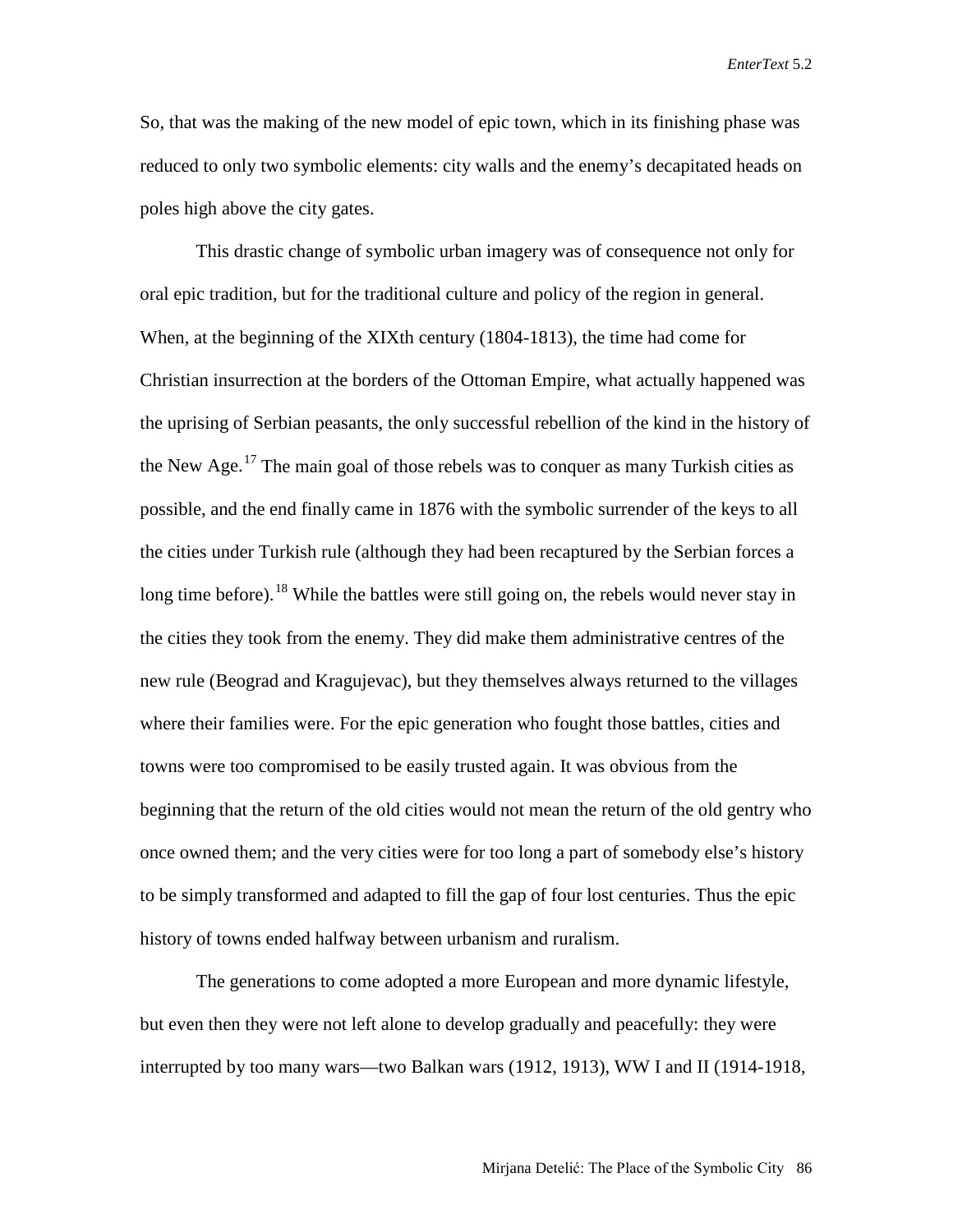So, that was the making of the new model of epic town, which in its finishing phase was reduced to only two symbolic elements: city walls and the enemy's decapitated heads on poles high above the city gates.

This drastic change of symbolic urban imagery was of consequence not only for oral epic tradition, but for the traditional culture and policy of the region in general. When, at the beginning of the XIXth century (1804-1813), the time had come for Christian insurrection at the borders of the Ottoman Empire, what actually happened was the uprising of Serbian peasants, the only successful rebellion of the kind in the history of the New Age.[17] The main goal of those rebels was to conquer as many Turkish cities as possible, and the end finally came in 1876 with the symbolic surrender of the keys to all the cities under Turkish rule (although they had been recaptured by the Serbian forces a long time before).[18] While the battles were still going on, the rebels would never stay in the cities they took from the enemy. They did make them administrative centres of the new rule (Beograd and Kragujevac), but they themselves always returned to the villages where their families were. For the epic generation who fought those battles, cities and towns were too compromised to be easily trusted again. It was obvious from the beginning that the return of the old cities would not mean the return of the old gentry who once owned them; and the very cities were for too long a part of somebody else's history to be simply transformed and adapted to fill the gap of four lost centuries. Thus the epic history of towns ended halfway between urbanism and ruralism.

The generations to come adopted a more European and more dynamic lifestyle, but even then they were not left alone to develop gradually and peacefully: they were interrupted by too many wars—two Balkan wars (1912, 1913), WW I and II (1914-1918,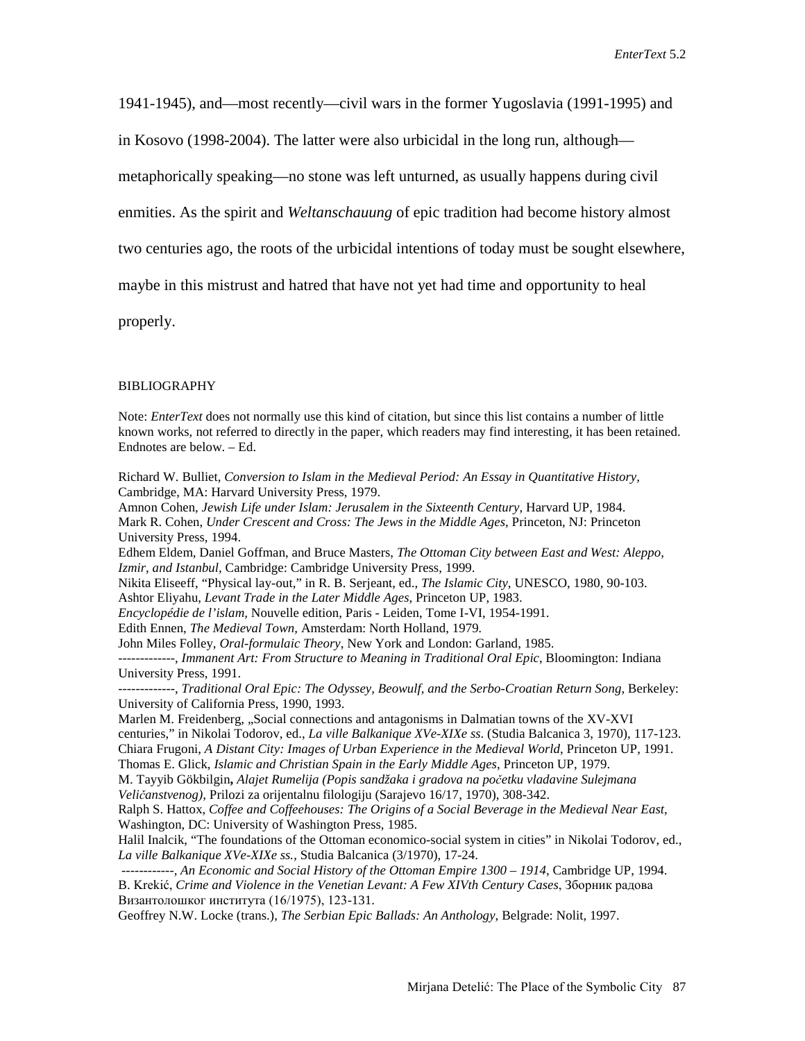1941-1945), and—most recently—civil wars in the former Yugoslavia (1991-1995) and in Kosovo (1998-2004). The latter were also urbicidal in the long run, although—metaphorically speaking—no stone was left unturned, as usually happens during civil enmities. As the spirit and *Weltanschauung* of epic tradition had become history almost two centuries ago, the roots of the urbicidal intentions of today must be sought elsewhere, maybe in this mistrust and hatred that have not yet had time and opportunity to heal properly.

## BIBLIOGRAPHY

Note: *EnterText* does not normally use this kind of citation, but since this list contains a number of little known works, not referred to directly in the paper, which readers may find interesting, it has been retained. Endnotes are below. – Ed.

Richard W. Bulliet, *Conversion to Islam in the Medieval Period: An Essay in Quantitative History*, Cambridge, MA: Harvard University Press, 1979.
Amnon Cohen, *Jewish Life under Islam: Jerusalem in the Sixteenth Century*, Harvard UP, 1984.
Mark R. Cohen, *Under Crescent and Cross: The Jews in the Middle Ages*, Princeton, NJ: Princeton University Press, 1994.
Edhem Eldem, Daniel Goffman, and Bruce Masters, *The Ottoman City between East and West: Aleppo, Izmir, and Istanbul*, Cambridge: Cambridge University Press, 1999.
Nikita Eliseeff, "Physical lay-out," in R. B. Serjeant, ed., *The Islamic City*, UNESCO, 1980, 90-103.
Ashtor Eliyahu, *Levant Trade in the Later Middle Ages*, Princeton UP, 1983.
*Encyclopédie de l'islam*, Nouvelle edition, Paris - Leiden, Tome I-VI, 1954-1991.
Edith Ennen, *The Medieval Town*, Amsterdam: North Holland, 1979.
John Miles Folley, *Oral-formulaic Theory*, New York and London: Garland, 1985.
-------------, *Immanent Art: From Structure to Meaning in Traditional Oral Epic*, Bloomington: Indiana University Press, 1991.
-------------, *Traditional Oral Epic: The Odyssey, Beowulf, and the Serbo-Croatian Return Song*, Berkeley: University of California Press, 1990, 1993.
Marlen M. Freidenberg, „Social connections and antagonisms in Dalmatian towns of the XV-XVI centuries," in Nikolai Todorov, ed., *La ville Balkanique XVe-XIXe ss*. (Studia Balcanica 3, 1970), 117-123.
Chiara Frugoni, *A Distant City: Images of Urban Experience in the Medieval World*, Princeton UP, 1991.
Thomas E. Glick, *Islamic and Christian Spain in the Early Middle Ages*, Princeton UP, 1979.
M. Tayyib Gökbilgin**,** *Alajet Rumelija (Popis sandžaka i gradova na početku vladavine Sulejmana Veličanstvenog)*, Prilozi za orijentalnu filologiju (Sarajevo 16/17, 1970), 308-342.
Ralph S. Hattox, *Coffee and Coffeehouses: The Origins of a Social Beverage in the Medieval Near East*, Washington, DC: University of Washington Press, 1985.
Halil Inalcik, "The foundations of the Ottoman economico-social system in cities" in Nikolai Todorov, ed., *La ville Balkanique XVe-XIXe ss.*, Studia Balcanica (3/1970), 17-24.
------------, *An Economic and Social History of the Ottoman Empire 1300 – 1914*, Cambridge UP, 1994.
B. Krekić, *Crime and Violence in the Venetian Levant: A Few XIVth Century Cases*, Зборник радова Византолошког института (16/1975), 123-131.
Geoffrey N.W. Locke (trans.), *The Serbian Epic Ballads: An Anthology*, Belgrade: Nolit, 1997.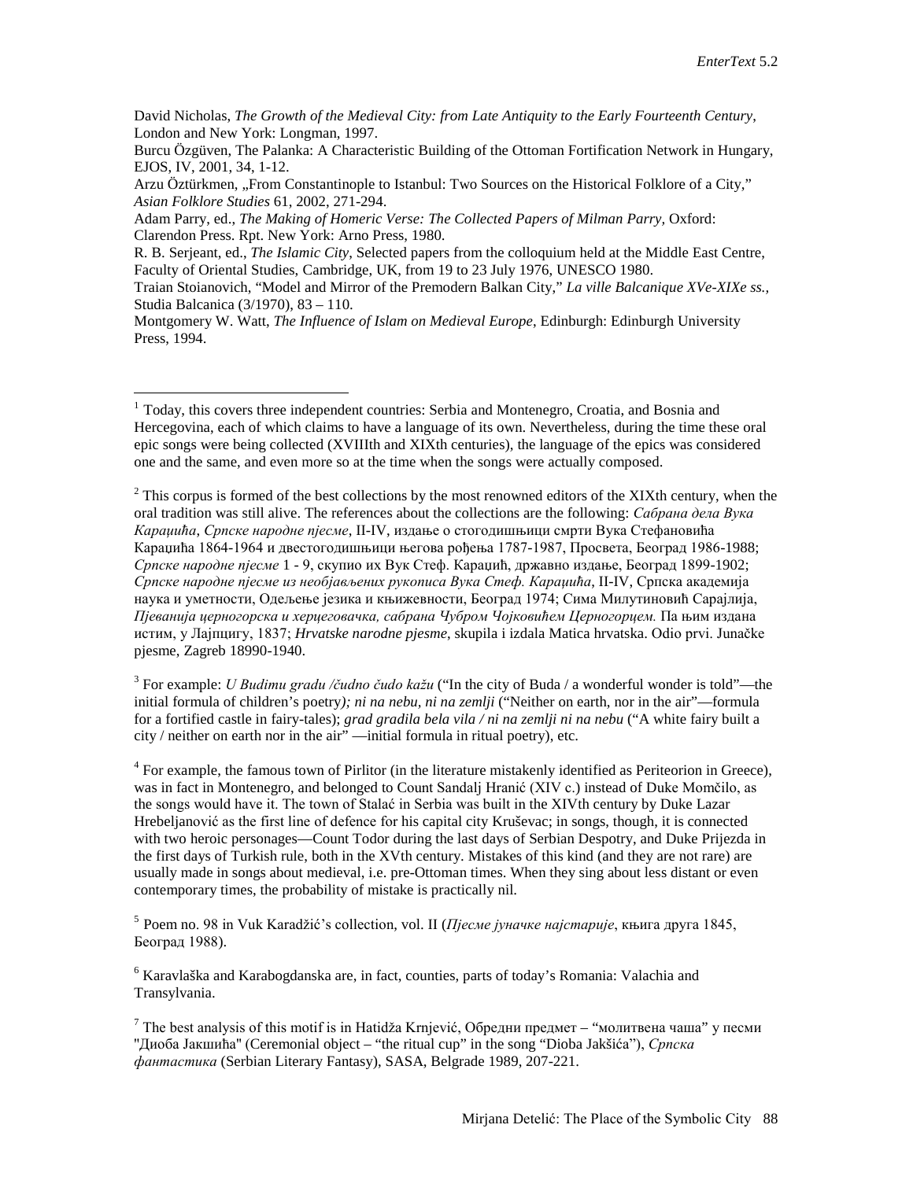David Nicholas, *The Growth of the Medieval City: from Late Antiquity to the Early Fourteenth Century*, London and New York: Longman, 1997.

Burcu Özgüven, The Palanka: A Characteristic Building of the Ottoman Fortification Network in Hungary, EJOS, IV, 2001, 34, 1-12.

Arzu Öztürkmen, „From Constantinople to Istanbul: Two Sources on the Historical Folklore of a City," *Asian Folklore Studies* 61, 2002, 271-294.

Adam Parry, ed., *The Making of Homeric Verse: The Collected Papers of Milman Parry*, Oxford: Clarendon Press. Rpt. New York: Arno Press, 1980.

R. B. Serjeant, ed., *The Islamic City*, Selected papers from the colloquium held at the Middle East Centre, Faculty of Oriental Studies, Cambridge, UK, from 19 to 23 July 1976, UNESCO 1980.

Traian Stoianovich, "Model and Mirror of the Premodern Balkan City," *La ville Balcanique XVe-XIXe ss.*, Studia Balcanica (3/1970), 83 – 110.

Montgomery W. Watt, *The Influence of Islam on Medieval Europe*, Edinburgh: Edinburgh University Press, 1994.

---

[1] Today, this covers three independent countries: Serbia and Montenegro, Croatia, and Bosnia and Hercegovina, each of which claims to have a language of its own. Nevertheless, during the time these oral epic songs were being collected (XVIIIth and XIXth centuries), the language of the epics was considered one and the same, and even more so at the time when the songs were actually composed.

[2] This corpus is formed of the best collections by the most renowned editors of the XIXth century, when the oral tradition was still alive. The references about the collections are the following: *Сабрана дела Вука Караџића*, *Српске народне пјесме*, II-IV, издање о стогодишњици смрти Вука Стефановића Караџића 1864-1964 и двестогодишњици његова рођења 1787-1987, Просвета, Београд 1986-1988; *Српске народне пјесме* 1 - 9, скупио их Вук Стеф. Караџић, државно издање, Београд 1899-1902; *Српске народне пјесме из необјављених рукописа Вука Стеф. Караџића*, II-IV, Српска академија наука и уметности, Одељење језика и књижевности, Београд 1974; Сима Милутиновић Сарајлија, *Пјеванија церногорска и херцеговачка, сабрана Чубром Чојковићем Церногорцем.* Па њим издана истим, у Лајпцигу, 1837; *Hrvatske narodne pjesme*, skupila i izdala Matica hrvatska. Odio prvi. Junačke pjesme, Zagreb 18990-1940.

[3] For example: *U Budimu gradu /čudno čudo kažu* ("In the city of Buda / a wonderful wonder is told"—the initial formula of children's poetry*); ni na nebu, ni na zemlji* ("Neither on earth, nor in the air"—formula for a fortified castle in fairy-tales); *grad gradila bela vila / ni na zemlji ni na nebu* ("A white fairy built a city / neither on earth nor in the air" —initial formula in ritual poetry), etc.

[4] For example, the famous town of Pirlitor (in the literature mistakenly identified as Periteorion in Greece), was in fact in Montenegro, and belonged to Count Sandalj Hranić (XIV c.) instead of Duke Momčilo, as the songs would have it. The town of Stalać in Serbia was built in the XIVth century by Duke Lazar Hrebeljanović as the first line of defence for his capital city Kruševac; in songs, though, it is connected with two heroic personages—Count Todor during the last days of Serbian Despotry, and Duke Prijezda in the first days of Turkish rule, both in the XVth century. Mistakes of this kind (and they are not rare) are usually made in songs about medieval, i.e. pre-Ottoman times. When they sing about less distant or even contemporary times, the probability of mistake is practically nil.

[5] Poem no. 98 in Vuk Karadžić's collection, vol. II (*Пјесме јуначке најстарије*, књига друга 1845, Београд 1988).

[6] Karavlaška and Karabogdanska are, in fact, counties, parts of today's Romania: Valachia and Transylvania.

[7] The best analysis of this motif is in Hatidža Krnjević, Обредни предмет – "молитвена чаша" у песми "Диоба Јакшића" (Ceremonial object – "the ritual cup" in the song "Dioba Jakšića"), *Српска фантастика* (Serbian Literary Fantasy), SASA, Belgrade 1989, 207-221.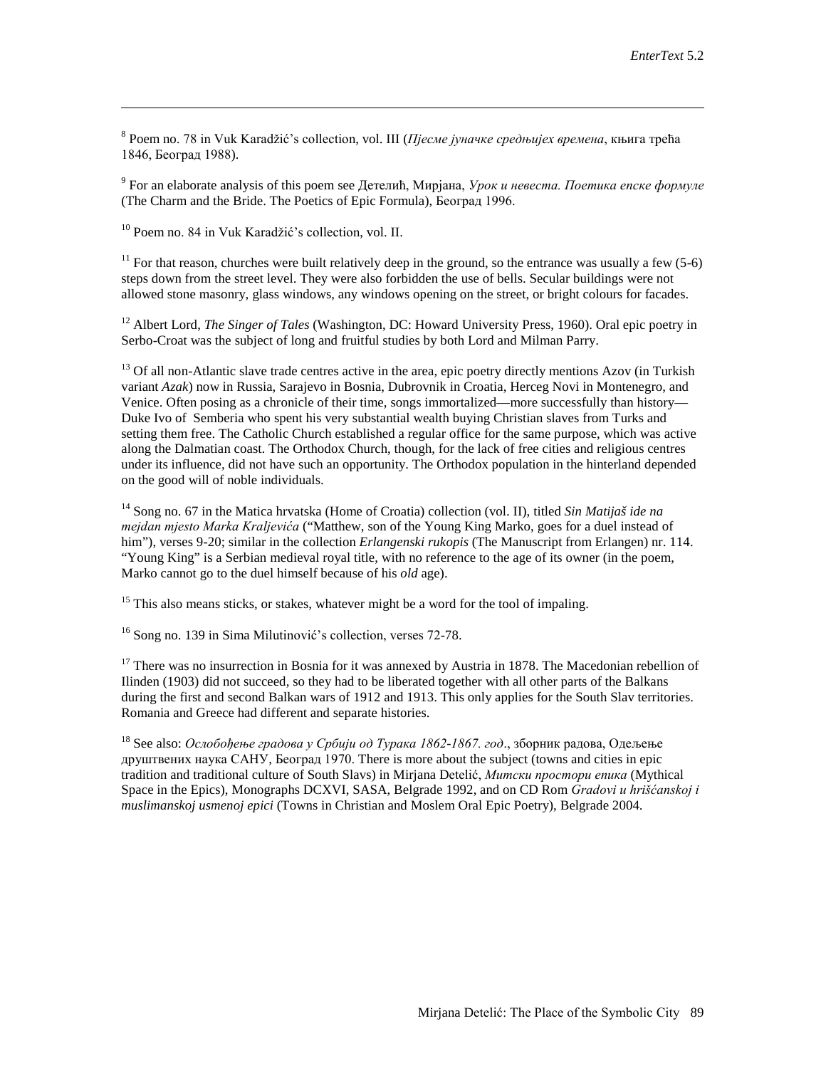[8] Poem no. 78 in Vuk Karadžić's collection, vol. III (*Пјесме јуначке средњијех времена*, књига трећа 1846, Београд 1988).

[9] For an elaborate analysis of this poem see Детелић, Мирјана, *Урок и невеста. Поетика епске формуле* (The Charm and the Bride. The Poetics of Epic Formula), Београд 1996.

[10] Poem no. 84 in Vuk Karadžić's collection, vol. II.

[11] For that reason, churches were built relatively deep in the ground, so the entrance was usually a few (5-6) steps down from the street level. They were also forbidden the use of bells. Secular buildings were not allowed stone masonry, glass windows, any windows opening on the street, or bright colours for facades.

[12] Albert Lord, *The Singer of Tales* (Washington, DC: Howard University Press, 1960). Oral epic poetry in Serbo-Croat was the subject of long and fruitful studies by both Lord and Milman Parry.

[13] Of all non-Atlantic slave trade centres active in the area, epic poetry directly mentions Azov (in Turkish variant *Azak*) now in Russia, Sarajevo in Bosnia, Dubrovnik in Croatia, Herceg Novi in Montenegro, and Venice. Often posing as a chronicle of their time, songs immortalized—more successfully than history—Duke Ivo of Semberia who spent his very substantial wealth buying Christian slaves from Turks and setting them free. The Catholic Church established a regular office for the same purpose, which was active along the Dalmatian coast. The Orthodox Church, though, for the lack of free cities and religious centres under its influence, did not have such an opportunity. The Orthodox population in the hinterland depended on the good will of noble individuals.

[14] Song no. 67 in the Matica hrvatska (Home of Croatia) collection (vol. II), titled *Sin Matijaš ide na mejdan mjesto Marka Kraljevića* ("Matthew, son of the Young King Marko, goes for a duel instead of him"), verses 9-20; similar in the collection *Erlangenski rukopis* (The Manuscript from Erlangen) nr. 114. "Young King" is a Serbian medieval royal title, with no reference to the age of its owner (in the poem, Marko cannot go to the duel himself because of his *old* age).

[15] This also means sticks, or stakes, whatever might be a word for the tool of impaling.

[16] Song no. 139 in Sima Milutinović's collection, verses 72-78.

[17] There was no insurrection in Bosnia for it was annexed by Austria in 1878. The Macedonian rebellion of Ilinden (1903) did not succeed, so they had to be liberated together with all other parts of the Balkans during the first and second Balkan wars of 1912 and 1913. This only applies for the South Slav territories. Romania and Greece had different and separate histories.

[18] See also: *Ослобођење градова у Србији од Турака 1862-1867. год*., зборник радова, Одељење друштвених наука САНУ, Београд 1970. There is more about the subject (towns and cities in epic tradition and traditional culture of South Slavs) in Mirjana Detelić, *Митски простори епика* (Mythical Space in the Epics), Monographs DCXVI, SASA, Belgrade 1992, and on CD Rom *Gradovi u hrišćanskoj i muslimanskoj usmenoj epici* (Towns in Christian and Moslem Oral Epic Poetry), Belgrade 2004.